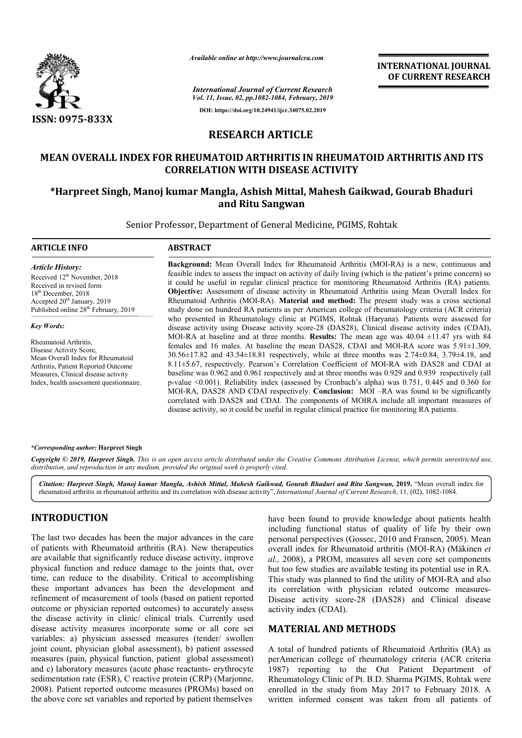**ISSN: 0975-833X**

*Available online at http://www.journalcra.com*

*International Journal of Current Research*
*Vol. 11, Issue, 02, pp.1082-1084, February, 2019*

**DOI: https://doi.org/10.24941/ijcr.34075.02.2019**

**INTERNATIONAL JOURNAL OF CURRENT RESEARCH**

## RESEARCH ARTICLE

# MEAN OVERALL INDEX FOR RHEUMATOID ARTHRITIS IN RHEUMATOID ARTHRITIS AND ITS CORRELATION WITH DISEASE ACTIVITY

### *Harpreet Singh, Manoj kumar Mangla, Ashish Mittal, Mahesh Gaikwad, Gourab Bhaduri and Ritu Sangwan

Senior Professor, Department of General Medicine, PGIMS, Rohtak

**ARTICLE INFO**

*Article History:*

Received 12th November, 2018
Received in revised form
18th December, 2018
Accepted 20th January, 2019
Published online 28th February, 2019

*Key Words:*

Rheumatoid Arthritis, Disease Activity Score, Mean Overall Index for Rheumatoid Arthritis, Patient Reported Outcome Measures, Clinical disease activity Index, health assessment questionnaire.

**ABSTRACT**

**Background:** Mean Overall Index for Rheumatoid Arthritis (MOI-RA) is a new, continuous and feasible index to assess the impact on activity of daily living (which is the patient's prime concern) so it could be useful in regular clinical practice for monitoring Rheumatoid Arthritis (RA) patients. **Objective:** Assessment of disease activity in Rheumatoid Arthritis using Mean Overall Index for Rheumatoid Arthritis (MOI-RA). **Material and method:** The present study was a cross sectional study done on hundred RA patients as per American college of rheumatology criteria (ACR criteria) who presented in Rheumatology clinic at PGIMS, Rohtak (Haryana). Patients were assessed for disease activity using Disease activity score-28 (DAS28), Clinical disease activity index (CDAI), MOI-RA at baseline and at three months. **Results:** The mean age was 40.04 ±11.47 yrs with 84 females and 16 males. At baseline the mean DAS28, CDAI and MOI-RA score was 5.91±1.309, 30.56±17.82 and 43.54±18.81 respectively, while at three months was 2.74±0.84, 3.79±4.18, and 8.11±5.67, respectively. Pearson's Correlation Coefficient of MOI-RA with DAS28 and CDAI at baseline was 0.962 and 0.961 respectively and at three months was 0.929 and 0.939 respectively (all p-value <0.001). Reliability index (assessed by Cronbach's alpha) was 0.751, 0.445 and 0.360 for MOI-RA, DAS28 AND CDAI respectively. **Conclusion:** MOI –RA was found to be significantly correlated with DAS28 and CDAI. The components of MOIRA include all important measures of disease activity, so it could be useful in regular clinical practice for monitoring RA patients.

***Corresponding author:* Harpreet Singh**

*Copyright © 2019, Harpreet Singh. This is an open access article distributed under the Creative Commons Attribution License, which permits unrestricted use, distribution, and reproduction in any medium, provided the original work is properly cited.*

***Citation: Harpreet Singh, Manoj kumar Mangla, Ashish Mittal, Mahesh Gaikwad, Gourab Bhaduri and Ritu Sangwan,* 2019.** "Mean overall index for rheumatoid arthritis in rheumatoid arthritis and its correlation with disease activity", *International Journal of Current Research*, 11, (02), 1082-1084.

## INTRODUCTION

The last two decades has been the major advances in the care of patients with Rheumatoid arthritis (RA). New therapeutics are available that significantly reduce disease activity, improve physical function and reduce damage to the joints that, over time, can reduce to the disability. Critical to accomplishing these important advances has been the development and refinement of measurement of tools (based on patient reported outcome or physician reported outcomes) to accurately assess the disease activity in clinic/ clinical trials. Currently used disease activity measures incorporate some or all core set variables: a) physician assessed measures (tender/ swollen joint count, physician global assessment), b) patient assessed measures (pain, physical function, patient global assessment) and c) laboratory measures (acute phase reactants- erythrocyte sedimentation rate (ESR), C reactive protein (CRP) (Marjonne, 2008). Patient reported outcome measures (PROMs) based on the above core set variables and reported by patient themselves have been found to provide knowledge about patients health including functional status of quality of life by their own personal perspectives (Gossec, 2010 and Fransen, 2005). Mean overall index for Rheumatoid arthritis (MOI-RA) (Mäkinen *et al.,* 2008), a PROM, measures all seven core set components but too few studies are available testing its potential use in RA. This study was planned to find the utility of MOI-RA and also its correlation with physician related outcome measures- Disease activity score-28 (DAS28) and Clinical disease activity index (CDAI).

## MATERIAL AND METHODS

A total of hundred patients of Rheumatoid Arthritis (RA) as perAmerican college of rheumatology criteria (ACR criteria 1987) reporting to the Out Patient Department of Rheumatology Clinic of Pt. B.D. Sharma PGIMS, Rohtak were enrolled in the study from May 2017 to February 2018. A written informed consent was taken from all patients of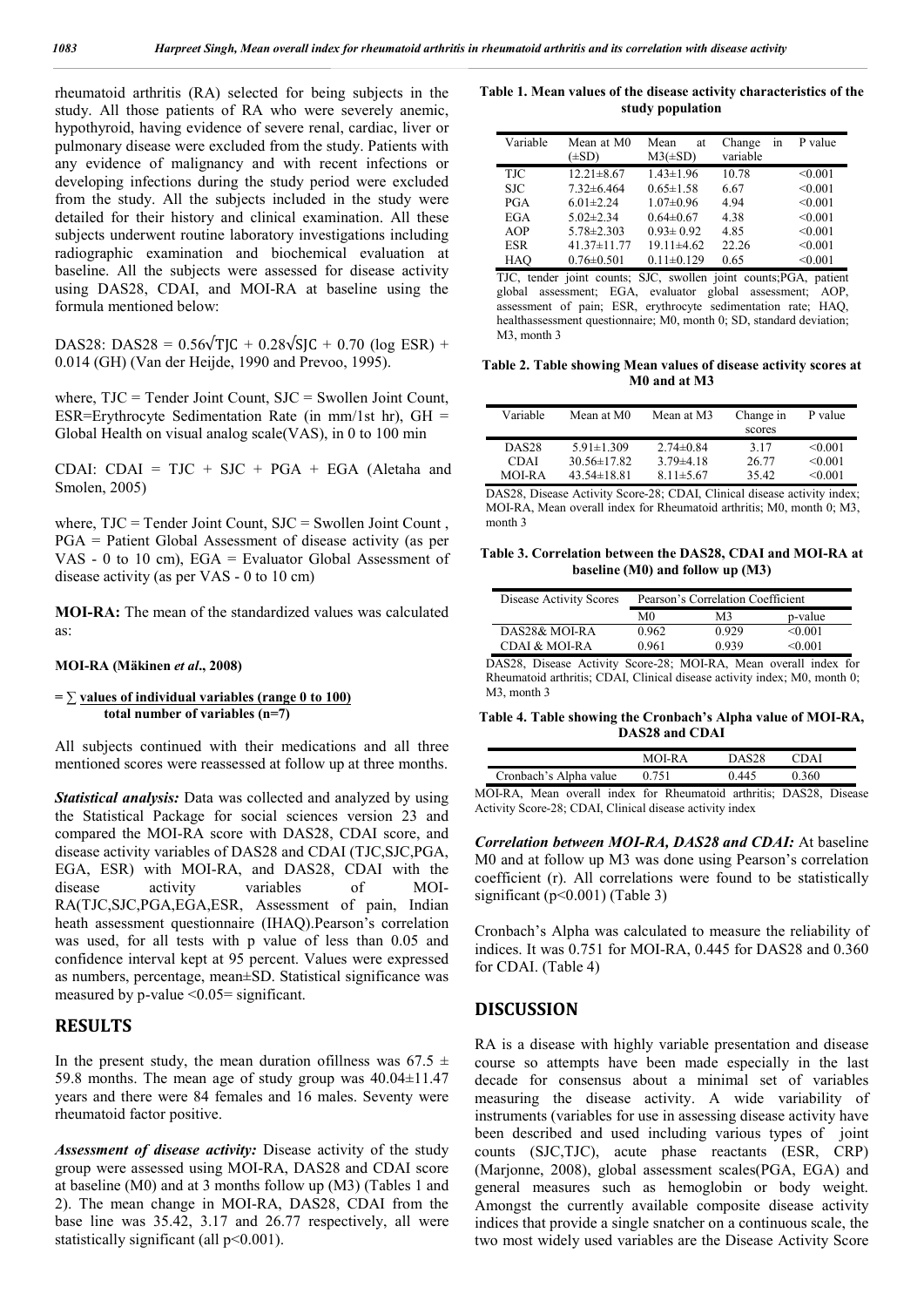rheumatoid arthritis (RA) selected for being subjects in the study. All those patients of RA who were severely anemic, hypothyroid, having evidence of severe renal, cardiac, liver or pulmonary disease were excluded from the study. Patients with any evidence of malignancy and with recent infections or developing infections during the study period were excluded from the study. All the subjects included in the study were detailed for their history and clinical examination. All these subjects underwent routine laboratory investigations including radiographic examination and biochemical evaluation at baseline. All the subjects were assessed for disease activity using DAS28, CDAI, and MOI-RA at baseline using the formula mentioned below:

DAS28: $DAS28 = 0.56\sqrt{TJC} + 0.28\sqrt{SJC} + 0.70 (\log ESR) + 0.014 (GH)$ (Van der Heijde, 1990 and Prevoo, 1995).

where, TJC = Tender Joint Count, SJC = Swollen Joint Count, ESR=Erythrocyte Sedimentation Rate (in mm/1st hr), GH = Global Health on visual analog scale(VAS), in 0 to 100 min

CDAI: $CDAI = TJC + SJC + PGA + EGA$ (Aletaha and Smolen, 2005)

where, TJC = Tender Joint Count, SJC = Swollen Joint Count , PGA = Patient Global Assessment of disease activity (as per VAS - 0 to 10 cm), EGA = Evaluator Global Assessment of disease activity (as per VAS - 0 to 10 cm)

**MOI-RA:** The mean of the standardized values was calculated as:

**MOI-RA (Mäkinen *et al*., 2008)**

$$= \frac{\sum \text{values of individual variables (range 0 to 100)}}{\text{total number of variables (n=7)}}$$

All subjects continued with their medications and all three mentioned scores were reassessed at follow up at three months.

***Statistical analysis:*** Data was collected and analyzed by using the Statistical Package for social sciences version 23 and compared the MOI-RA score with DAS28, CDAI score, and disease activity variables of DAS28 and CDAI (TJC,SJC,PGA, EGA, ESR) with MOI-RA, and DAS28, CDAI with the disease activity variables of MOI-RA(TJC,SJC,PGA,EGA,ESR, Assessment of pain, Indian heath assessment questionnaire (IHAQ).Pearson's correlation was used, for all tests with p value of less than 0.05 and confidence interval kept at 95 percent. Values were expressed as numbers, percentage, mean±SD. Statistical significance was measured by p-value <0.05= significant.

## RESULTS

In the present study, the mean duration ofillness was 67.5 ± 59.8 months. The mean age of study group was 40.04±11.47 years and there were 84 females and 16 males. Seventy were rheumatoid factor positive.

***Assessment of disease activity:*** Disease activity of the study group were assessed using MOI-RA, DAS28 and CDAI score at baseline (M0) and at 3 months follow up (M3) (Tables 1 and 2). The mean change in MOI-RA, DAS28, CDAI from the base line was 35.42, 3.17 and 26.77 respectively, all were statistically significant (all p<0.001).

**Table 1. Mean values of the disease activity characteristics of the study population**

| Variable | Mean at M0 (±SD) | Mean at M3(±SD) | Change in variable | P value |
|---|---|---|---|---|
| TJC | 12.21±8.67 | 1.43±1.96 | 10.78 | <0.001 |
| SJC | 7.32±6.464 | 0.65±1.58 | 6.67 | <0.001 |
| PGA | 6.01±2.24 | 1.07±0.96 | 4.94 | <0.001 |
| EGA | 5.02±2.34 | 0.64±0.67 | 4.38 | <0.001 |
| AOP | 5.78±2.303 | 0.93± 0.92 | 4.85 | <0.001 |
| ESR | 41.37±11.77 | 19.11±4.62 | 22.26 | <0.001 |
| HAQ | 0.76±0.501 | 0.11±0.129 | 0.65 | <0.001 |

TJC, tender joint counts; SJC, swollen joint counts;PGA, patient global assessment; EGA, evaluator global assessment; AOP, assessment of pain; ESR, erythrocyte sedimentation rate; HAQ, healthassessment questionnaire; M0, month 0; SD, standard deviation; M3, month 3

**Table 2. Table showing Mean values of disease activity scores at M0 and at M3**

| Variable | Mean at M0 | Mean at M3 | Change in scores | P value |
|---|---|---|---|---|
| DAS28 | 5.91±1.309 | 2.74±0.84 | 3.17 | <0.001 |
| CDAI | 30.56±17.82 | 3.79±4.18 | 26.77 | <0.001 |
| MOI-RA | 43.54±18.81 | 8.11±5.67 | 35.42 | <0.001 |

DAS28, Disease Activity Score-28; CDAI, Clinical disease activity index; MOI-RA, Mean overall index for Rheumatoid arthritis; M0, month 0; M3, month 3

**Table 3. Correlation between the DAS28, CDAI and MOI-RA at baseline (M0) and follow up (M3)**

| Disease Activity Scores | Pearson's Correlation Coefficient | | |
|---|---|---|---|
| | M0 | M3 | p-value |
| DAS28& MOI-RA | 0.962 | 0.929 | <0.001 |
| CDAI & MOI-RA | 0.961 | 0.939 | <0.001 |

DAS28, Disease Activity Score-28; MOI-RA, Mean overall index for Rheumatoid arthritis; CDAI, Clinical disease activity index; M0, month 0; M3, month 3

**Table 4. Table showing the Cronbach's Alpha value of MOI-RA, DAS28 and CDAI**

| | MOI-RA | DAS28 | CDAI |
|---|---|---|---|
| Cronbach's Alpha value | 0.751 | 0.445 | 0.360 |

MOI-RA, Mean overall index for Rheumatoid arthritis; DAS28, Disease Activity Score-28; CDAI, Clinical disease activity index

***Correlation between MOI-RA, DAS28 and CDAI:*** At baseline M0 and at follow up M3 was done using Pearson's correlation coefficient (r). All correlations were found to be statistically significant (p<0.001) (Table 3)

Cronbach's Alpha was calculated to measure the reliability of indices. It was 0.751 for MOI-RA, 0.445 for DAS28 and 0.360 for CDAI. (Table 4)

## DISCUSSION

RA is a disease with highly variable presentation and disease course so attempts have been made especially in the last decade for consensus about a minimal set of variables measuring the disease activity. A wide variability of instruments (variables for use in assessing disease activity have been described and used including various types of joint counts (SJC,TJC), acute phase reactants (ESR, CRP) (Marjonne, 2008), global assessment scales(PGA, EGA) and general measures such as hemoglobin or body weight. Amongst the currently available composite disease activity indices that provide a single snatcher on a continuous scale, the two most widely used variables are the Disease Activity Score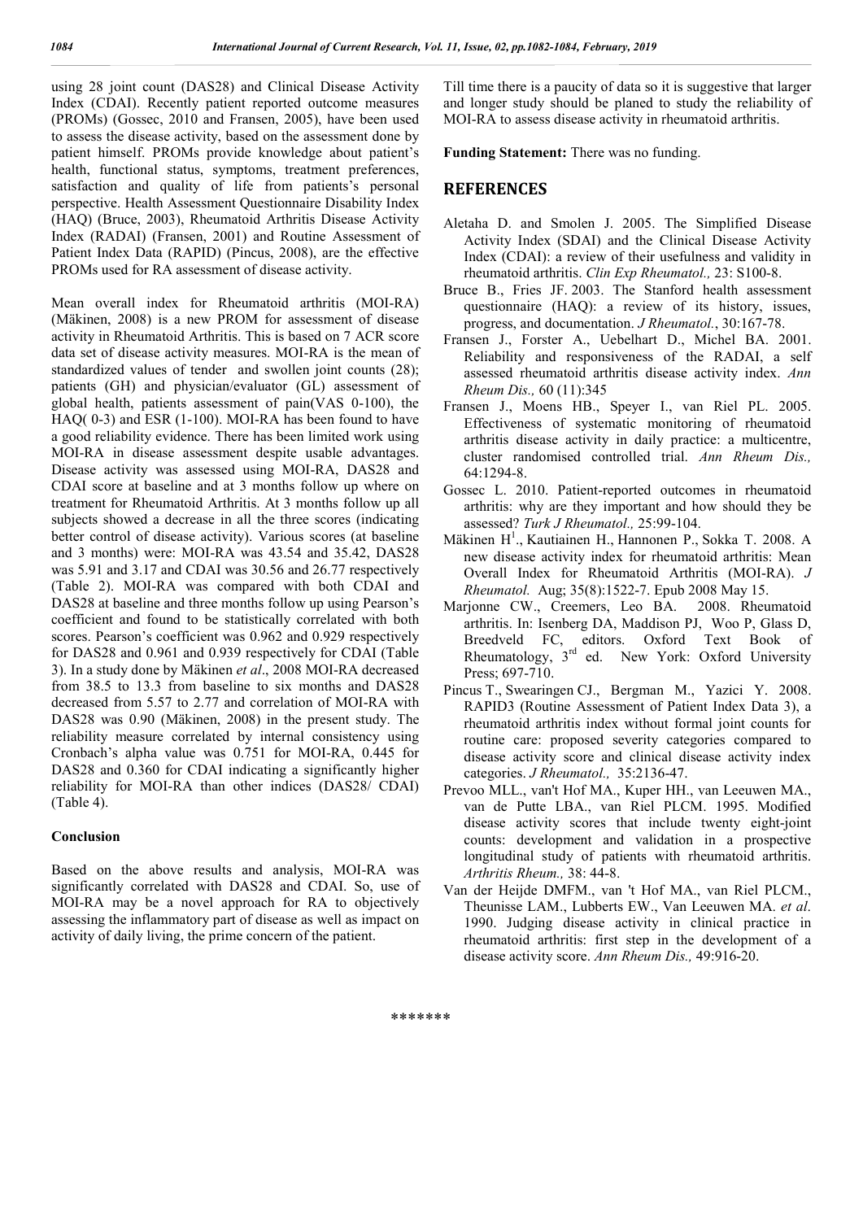using 28 joint count (DAS28) and Clinical Disease Activity Index (CDAI). Recently patient reported outcome measures (PROMs) (Gossec, 2010 and Fransen, 2005), have been used to assess the disease activity, based on the assessment done by patient himself. PROMs provide knowledge about patient's health, functional status, symptoms, treatment preferences, satisfaction and quality of life from patients's personal perspective. Health Assessment Questionnaire Disability Index (HAQ) (Bruce, 2003), Rheumatoid Arthritis Disease Activity Index (RADAI) (Fransen, 2001) and Routine Assessment of Patient Index Data (RAPID) (Pincus, 2008), are the effective PROMs used for RA assessment of disease activity.

Mean overall index for Rheumatoid arthritis (MOI-RA) (Mäkinen, 2008) is a new PROM for assessment of disease activity in Rheumatoid Arthritis. This is based on 7 ACR score data set of disease activity measures. MOI-RA is the mean of standardized values of tender and swollen joint counts (28); patients (GH) and physician/evaluator (GL) assessment of global health, patients assessment of pain(VAS 0-100), the HAQ( 0-3) and ESR (1-100). MOI-RA has been found to have a good reliability evidence. There has been limited work using MOI-RA in disease assessment despite usable advantages. Disease activity was assessed using MOI-RA, DAS28 and CDAI score at baseline and at 3 months follow up where on treatment for Rheumatoid Arthritis. At 3 months follow up all subjects showed a decrease in all the three scores (indicating better control of disease activity). Various scores (at baseline and 3 months) were: MOI-RA was 43.54 and 35.42, DAS28 was 5.91 and 3.17 and CDAI was 30.56 and 26.77 respectively (Table 2). MOI-RA was compared with both CDAI and DAS28 at baseline and three months follow up using Pearson's coefficient and found to be statistically correlated with both scores. Pearson's coefficient was 0.962 and 0.929 respectively for DAS28 and 0.961 and 0.939 respectively for CDAI (Table 3). In a study done by Mäkinen *et al*., 2008 MOI-RA decreased from 38.5 to 13.3 from baseline to six months and DAS28 decreased from 5.57 to 2.77 and correlation of MOI-RA with DAS28 was 0.90 (Mäkinen, 2008) in the present study. The reliability measure correlated by internal consistency using Cronbach's alpha value was 0.751 for MOI-RA, 0.445 for DAS28 and 0.360 for CDAI indicating a significantly higher reliability for MOI-RA than other indices (DAS28/ CDAI) (Table 4).

### Conclusion

Based on the above results and analysis, MOI-RA was significantly correlated with DAS28 and CDAI. So, use of MOI-RA may be a novel approach for RA to objectively assessing the inflammatory part of disease as well as impact on activity of daily living, the prime concern of the patient.

Till time there is a paucity of data so it is suggestive that larger and longer study should be planed to study the reliability of MOI-RA to assess disease activity in rheumatoid arthritis.

**Funding Statement:** There was no funding.

## REFERENCES

Aletaha D. and Smolen J. 2005. The Simplified Disease Activity Index (SDAI) and the Clinical Disease Activity Index (CDAI): a review of their usefulness and validity in rheumatoid arthritis. *Clin Exp Rheumatol.,* 23: S100-8.

Bruce B., Fries JF. 2003. The Stanford health assessment questionnaire (HAQ): a review of its history, issues, progress, and documentation. *J Rheumatol.*, 30:167-78.

Fransen J., Forster A., Uebelhart D., Michel BA. 2001. Reliability and responsiveness of the RADAI, a self assessed rheumatoid arthritis disease activity index. *Ann Rheum Dis.,* 60 (11):345

Fransen J., Moens HB., Speyer I., van Riel PL. 2005. Effectiveness of systematic monitoring of rheumatoid arthritis disease activity in daily practice: a multicentre, cluster randomised controlled trial. *Ann Rheum Dis.,* 64:1294-8.

Gossec L. 2010. Patient-reported outcomes in rheumatoid arthritis: why are they important and how should they be assessed? *Turk J Rheumatol.,* 25:99-104.

Mäkinen H[1]., Kautiainen H., Hannonen P., Sokka T. 2008. A new disease activity index for rheumatoid arthritis: Mean Overall Index for Rheumatoid Arthritis (MOI-RA). *J Rheumatol.* Aug; 35(8):1522-7. Epub 2008 May 15.

Marjonne CW., Creemers, Leo BA. 2008. Rheumatoid arthritis. In: Isenberg DA, Maddison PJ, Woo P, Glass D, Breedveld FC, editors. Oxford Text Book of Rheumatology, 3rd ed. New York: Oxford University Press; 697-710.

Pincus T., Swearingen CJ., Bergman M., Yazici Y. 2008. RAPID3 (Routine Assessment of Patient Index Data 3), a rheumatoid arthritis index without formal joint counts for routine care: proposed severity categories compared to disease activity score and clinical disease activity index categories. *J Rheumatol.,* 35:2136-47.

Prevoo MLL., van't Hof MA., Kuper HH., van Leeuwen MA., van de Putte LBA., van Riel PLCM. 1995. Modified disease activity scores that include twenty eight-joint counts: development and validation in a prospective longitudinal study of patients with rheumatoid arthritis. *Arthritis Rheum.,* 38: 44-8.

Van der Heijde DMFM., van 't Hof MA., van Riel PLCM., Theunisse LAM., Lubberts EW., Van Leeuwen MA. *et al*. 1990. Judging disease activity in clinical practice in rheumatoid arthritis: first step in the development of a disease activity score. *Ann Rheum Dis.,* 49:916-20.

*******